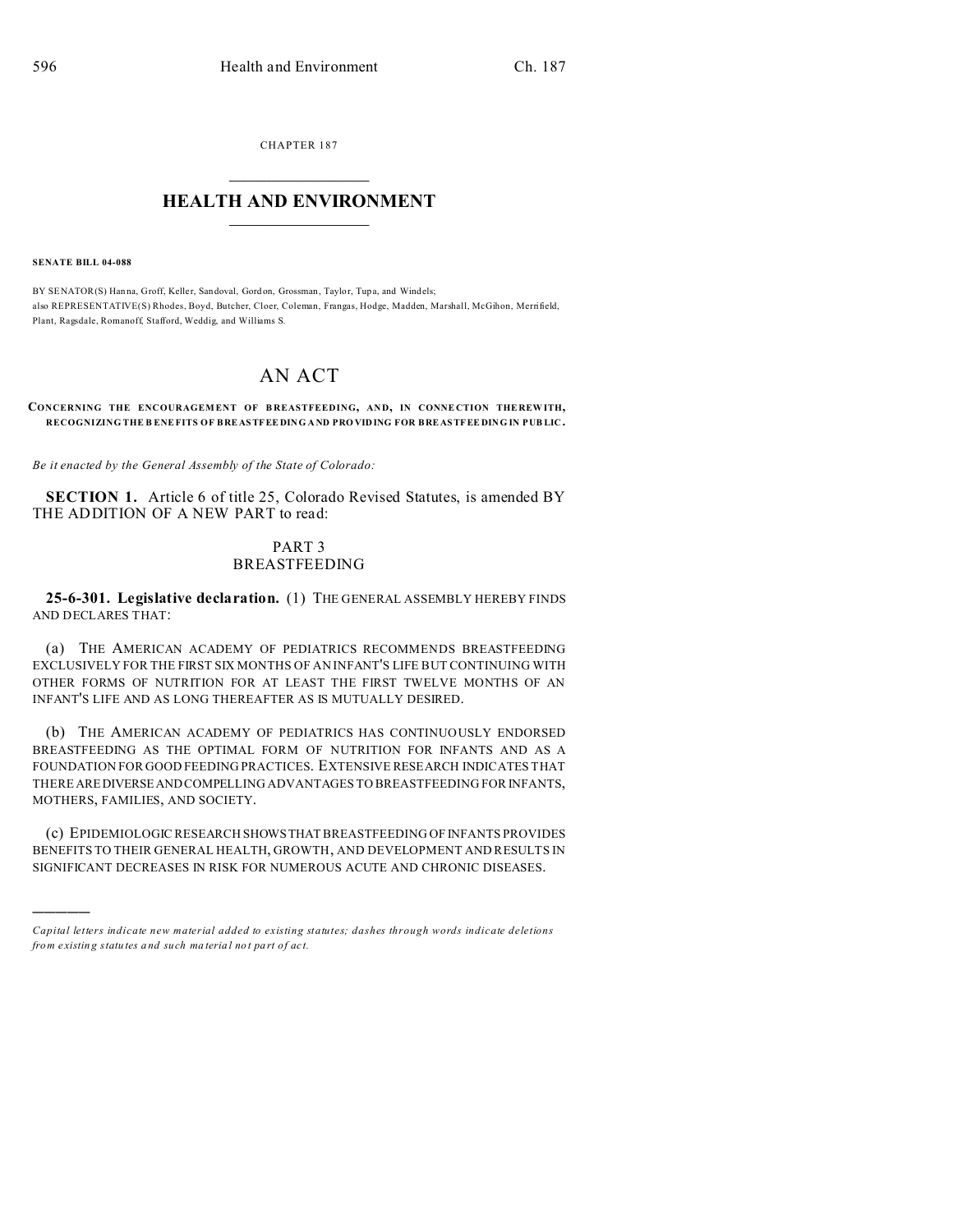CHAPTER 187

# HEALTH AND ENVIRONMENT

**SENATE BILL 04-088**

BY SENATOR(S) Hanna, Groff, Keller, Sandoval, Gordon, Grossman, Taylor, Tupa, and Windels;
also REPRESENTATIVE(S) Rhodes, Boyd, Butcher, Cloer, Coleman, Frangas, Hodge, Madden, Marshall, McGihon, Merrifield, Plant, Ragsdale, Romanoff, Stafford, Weddig, and Williams S.

# AN ACT

**CONCERNING THE ENCOURAGEMENT OF BREASTFEEDING, AND, IN CONNECTION THEREWITH, RECOGNIZING THE BENEFITS OF BREASTFEEDING AND PROVIDING FOR BREASTFEEDING IN PUBLIC.**

*Be it enacted by the General Assembly of the State of Colorado:*

**SECTION 1.** Article 6 of title 25, Colorado Revised Statutes, is amended BY THE ADDITION OF A NEW PART to read:

## PART 3
## BREASTFEEDING

**25-6-301. Legislative declaration.** (1) THE GENERAL ASSEMBLY HEREBY FINDS AND DECLARES THAT:

(a) THE AMERICAN ACADEMY OF PEDIATRICS RECOMMENDS BREASTFEEDING EXCLUSIVELY FOR THE FIRST SIX MONTHS OF AN INFANT'S LIFE BUT CONTINUING WITH OTHER FORMS OF NUTRITION FOR AT LEAST THE FIRST TWELVE MONTHS OF AN INFANT'S LIFE AND AS LONG THEREAFTER AS IS MUTUALLY DESIRED.

(b) THE AMERICAN ACADEMY OF PEDIATRICS HAS CONTINUOUSLY ENDORSED BREASTFEEDING AS THE OPTIMAL FORM OF NUTRITION FOR INFANTS AND AS A FOUNDATION FOR GOOD FEEDING PRACTICES. EXTENSIVE RESEARCH INDICATES THAT THERE ARE DIVERSE AND COMPELLING ADVANTAGES TO BREASTFEEDING FOR INFANTS, MOTHERS, FAMILIES, AND SOCIETY.

(c) EPIDEMIOLOGIC RESEARCH SHOWS THAT BREASTFEEDING OF INFANTS PROVIDES BENEFITS TO THEIR GENERAL HEALTH, GROWTH, AND DEVELOPMENT AND RESULTS IN SIGNIFICANT DECREASES IN RISK FOR NUMEROUS ACUTE AND CHRONIC DISEASES.

---

*Capital letters indicate new material added to existing statutes; dashes through words indicate deletions from existing statutes and such material not part of act.*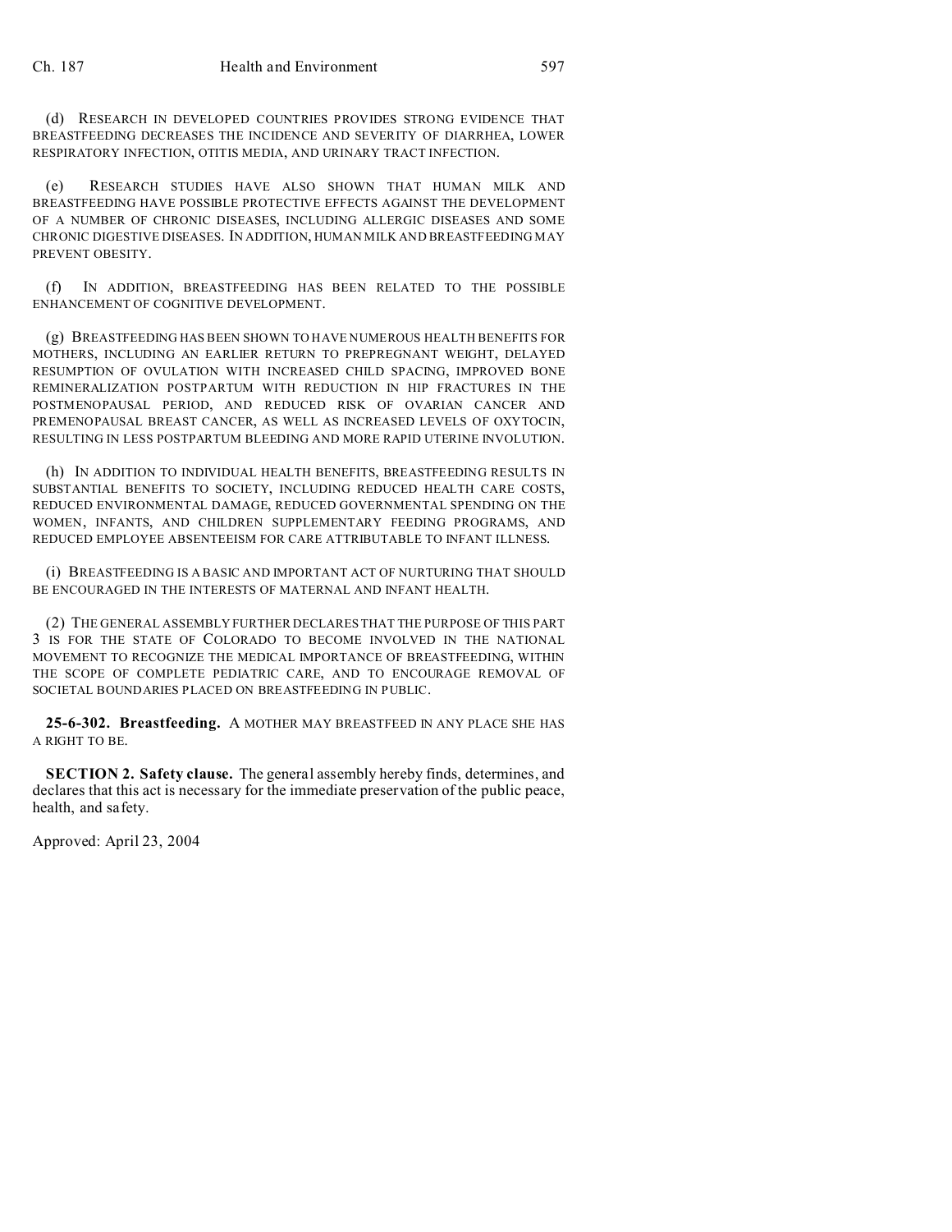(d) RESEARCH IN DEVELOPED COUNTRIES PROVIDES STRONG EVIDENCE THAT BREASTFEEDING DECREASES THE INCIDENCE AND SEVERITY OF DIARRHEA, LOWER RESPIRATORY INFECTION, OTITIS MEDIA, AND URINARY TRACT INFECTION.

(e) RESEARCH STUDIES HAVE ALSO SHOWN THAT HUMAN MILK AND BREASTFEEDING HAVE POSSIBLE PROTECTIVE EFFECTS AGAINST THE DEVELOPMENT OF A NUMBER OF CHRONIC DISEASES, INCLUDING ALLERGIC DISEASES AND SOME CHRONIC DIGESTIVE DISEASES. IN ADDITION, HUMAN MILK AND BREASTFEEDING MAY PREVENT OBESITY.

(f) IN ADDITION, BREASTFEEDING HAS BEEN RELATED TO THE POSSIBLE ENHANCEMENT OF COGNITIVE DEVELOPMENT.

(g) BREASTFEEDING HAS BEEN SHOWN TO HAVE NUMEROUS HEALTH BENEFITS FOR MOTHERS, INCLUDING AN EARLIER RETURN TO PREPREGNANT WEIGHT, DELAYED RESUMPTION OF OVULATION WITH INCREASED CHILD SPACING, IMPROVED BONE REMINERALIZATION POSTPARTUM WITH REDUCTION IN HIP FRACTURES IN THE POSTMENOPAUSAL PERIOD, AND REDUCED RISK OF OVARIAN CANCER AND PREMENOPAUSAL BREAST CANCER, AS WELL AS INCREASED LEVELS OF OXYTOCIN, RESULTING IN LESS POSTPARTUM BLEEDING AND MORE RAPID UTERINE INVOLUTION.

(h) IN ADDITION TO INDIVIDUAL HEALTH BENEFITS, BREASTFEEDING RESULTS IN SUBSTANTIAL BENEFITS TO SOCIETY, INCLUDING REDUCED HEALTH CARE COSTS, REDUCED ENVIRONMENTAL DAMAGE, REDUCED GOVERNMENTAL SPENDING ON THE WOMEN, INFANTS, AND CHILDREN SUPPLEMENTARY FEEDING PROGRAMS, AND REDUCED EMPLOYEE ABSENTEEISM FOR CARE ATTRIBUTABLE TO INFANT ILLNESS.

(i) BREASTFEEDING IS A BASIC AND IMPORTANT ACT OF NURTURING THAT SHOULD BE ENCOURAGED IN THE INTERESTS OF MATERNAL AND INFANT HEALTH.

(2) THE GENERAL ASSEMBLY FURTHER DECLARES THAT THE PURPOSE OF THIS PART 3 IS FOR THE STATE OF COLORADO TO BECOME INVOLVED IN THE NATIONAL MOVEMENT TO RECOGNIZE THE MEDICAL IMPORTANCE OF BREASTFEEDING, WITHIN THE SCOPE OF COMPLETE PEDIATRIC CARE, AND TO ENCOURAGE REMOVAL OF SOCIETAL BOUNDARIES PLACED ON BREASTFEEDING IN PUBLIC.

**25-6-302. Breastfeeding.** A MOTHER MAY BREASTFEED IN ANY PLACE SHE HAS A RIGHT TO BE.

**SECTION 2. Safety clause.** The general assembly hereby finds, determines, and declares that this act is necessary for the immediate preservation of the public peace, health, and safety.

Approved: April 23, 2004